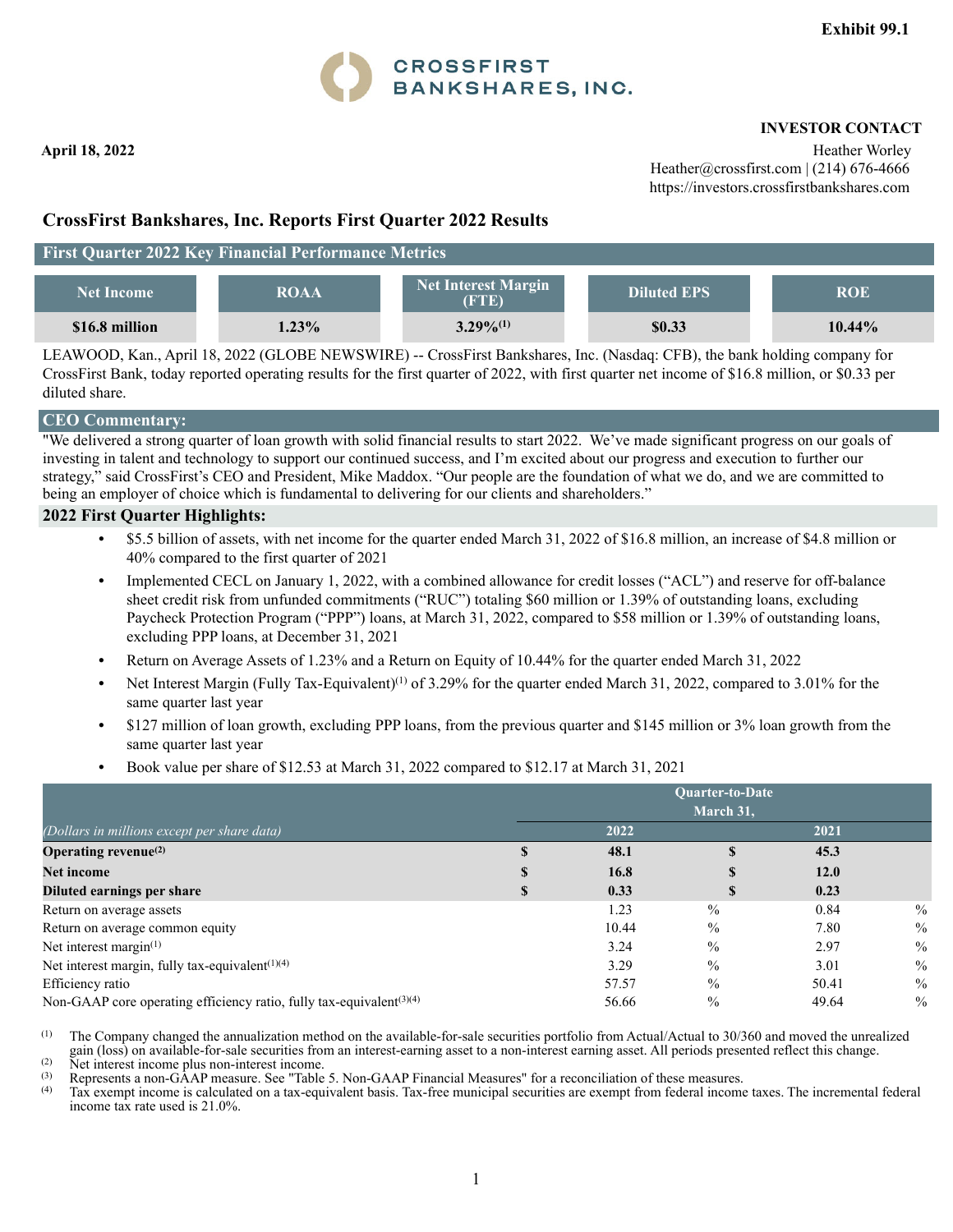Exhibit 99.1

CROSSFIRST BANKSHARES, INC.

**INVESTOR CONTACT**

**April 18, 2022**

Heather Worley
Heather@crossfirst.com | (214) 676-4666
https://investors.crossfirstbankshares.com

## CrossFirst Bankshares, Inc. Reports First Quarter 2022 Results

### First Quarter 2022 Key Financial Performance Metrics

| Net Income | ROAA | Net Interest Margin (FTE) | Diluted EPS | ROE |
|---|---|---|---|---|
| **$16.8 million** | **1.23%** | **3.29%[1]** | **$0.33** | **10.44%** |

LEAWOOD, Kan., April 18, 2022 (GLOBE NEWSWIRE) -- CrossFirst Bankshares, Inc. (Nasdaq: CFB), the bank holding company for CrossFirst Bank, today reported operating results for the first quarter of 2022, with first quarter net income of $16.8 million, or $0.33 per diluted share.

### CEO Commentary:

"We delivered a strong quarter of loan growth with solid financial results to start 2022. We've made significant progress on our goals of investing in talent and technology to support our continued success, and I'm excited about our progress and execution to further our strategy," said CrossFirst's CEO and President, Mike Maddox. "Our people are the foundation of what we do, and we are committed to being an employer of choice which is fundamental to delivering for our clients and shareholders."

### 2022 First Quarter Highlights:

- $5.5 billion of assets, with net income for the quarter ended March 31, 2022 of $16.8 million, an increase of $4.8 million or 40% compared to the first quarter of 2021
- Implemented CECL on January 1, 2022, with a combined allowance for credit losses ("ACL") and reserve for off-balance sheet credit risk from unfunded commitments ("RUC") totaling $60 million or 1.39% of outstanding loans, excluding Paycheck Protection Program ("PPP") loans, at March 31, 2022, compared to $58 million or 1.39% of outstanding loans, excluding PPP loans, at December 31, 2021
- Return on Average Assets of 1.23% and a Return on Equity of 10.44% for the quarter ended March 31, 2022
- Net Interest Margin (Fully Tax-Equivalent)[1] of 3.29% for the quarter ended March 31, 2022, compared to 3.01% for the same quarter last year
- $127 million of loan growth, excluding PPP loans, from the previous quarter and $145 million or 3% loan growth from the same quarter last year
- Book value per share of $12.53 at March 31, 2022 compared to $12.17 at March 31, 2021

| *(Dollars in millions except per share data)* | Quarter-to-Date March 31, 2022 | Quarter-to-Date March 31, 2021 |
|---|---|---|
| **Operating revenue[2]** | **$ 48.1** | **$ 45.3** |
| **Net income** | **$ 16.8** | **$ 12.0** |
| **Diluted earnings per share** | **$ 0.33** | **$ 0.23** |
| Return on average assets | 1.23 % | 0.84 % |
| Return on average common equity | 10.44 % | 7.80 % |
| Net interest margin[1] | 3.24 % | 2.97 % |
| Net interest margin, fully tax-equivalent[1][4] | 3.29 % | 3.01 % |
| Efficiency ratio | 57.57 % | 50.41 % |
| Non-GAAP core operating efficiency ratio, fully tax-equivalent[3][4] | 56.66 % | 49.64 % |

(1) The Company changed the annualization method on the available-for-sale securities portfolio from Actual/Actual to 30/360 and moved the unrealized gain (loss) on available-for-sale securities from an interest-earning asset to a non-interest earning asset. All periods presented reflect this change.
(2) Net interest income plus non-interest income.
(3) Represents a non-GAAP measure. See "Table 5. Non-GAAP Financial Measures" for a reconciliation of these measures.
(4) Tax exempt income is calculated on a tax-equivalent basis. Tax-free municipal securities are exempt from federal income taxes. The incremental federal income tax rate used is 21.0%.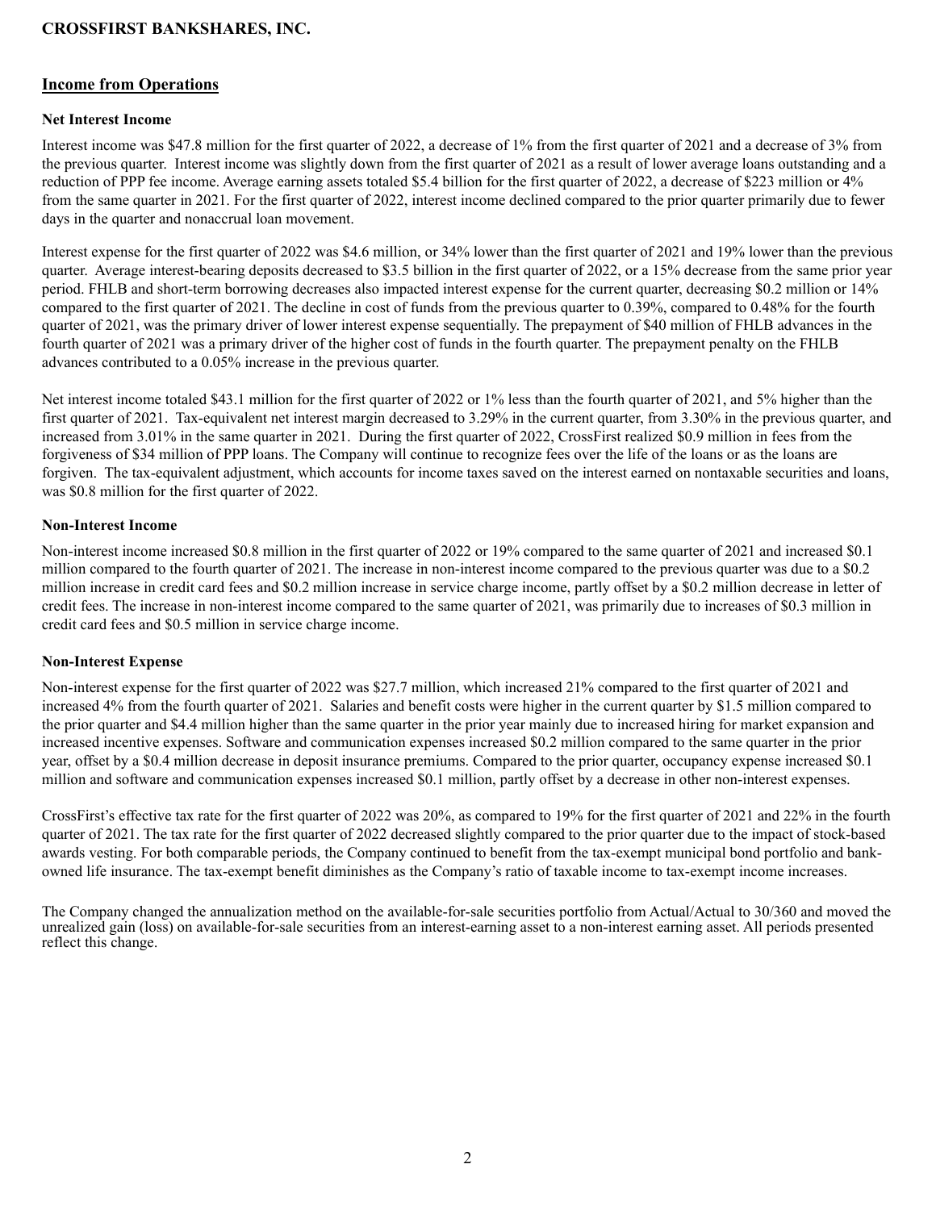## Income from Operations

### Net Interest Income

Interest income was $47.8 million for the first quarter of 2022, a decrease of 1% from the first quarter of 2021 and a decrease of 3% from the previous quarter. Interest income was slightly down from the first quarter of 2021 as a result of lower average loans outstanding and a reduction of PPP fee income. Average earning assets totaled $5.4 billion for the first quarter of 2022, a decrease of $223 million or 4% from the same quarter in 2021. For the first quarter of 2022, interest income declined compared to the prior quarter primarily due to fewer days in the quarter and nonaccrual loan movement.

Interest expense for the first quarter of 2022 was $4.6 million, or 34% lower than the first quarter of 2021 and 19% lower than the previous quarter. Average interest-bearing deposits decreased to $3.5 billion in the first quarter of 2022, or a 15% decrease from the same prior year period. FHLB and short-term borrowing decreases also impacted interest expense for the current quarter, decreasing $0.2 million or 14% compared to the first quarter of 2021. The decline in cost of funds from the previous quarter to 0.39%, compared to 0.48% for the fourth quarter of 2021, was the primary driver of lower interest expense sequentially. The prepayment of $40 million of FHLB advances in the fourth quarter of 2021 was a primary driver of the higher cost of funds in the fourth quarter. The prepayment penalty on the FHLB advances contributed to a 0.05% increase in the previous quarter.

Net interest income totaled $43.1 million for the first quarter of 2022 or 1% less than the fourth quarter of 2021, and 5% higher than the first quarter of 2021. Tax-equivalent net interest margin decreased to 3.29% in the current quarter, from 3.30% in the previous quarter, and increased from 3.01% in the same quarter in 2021. During the first quarter of 2022, CrossFirst realized $0.9 million in fees from the forgiveness of $34 million of PPP loans. The Company will continue to recognize fees over the life of the loans or as the loans are forgiven. The tax-equivalent adjustment, which accounts for income taxes saved on the interest earned on nontaxable securities and loans, was $0.8 million for the first quarter of 2022.

### Non-Interest Income

Non-interest income increased $0.8 million in the first quarter of 2022 or 19% compared to the same quarter of 2021 and increased $0.1 million compared to the fourth quarter of 2021. The increase in non-interest income compared to the previous quarter was due to a $0.2 million increase in credit card fees and $0.2 million increase in service charge income, partly offset by a $0.2 million decrease in letter of credit fees. The increase in non-interest income compared to the same quarter of 2021, was primarily due to increases of $0.3 million in credit card fees and $0.5 million in service charge income.

### Non-Interest Expense

Non-interest expense for the first quarter of 2022 was $27.7 million, which increased 21% compared to the first quarter of 2021 and increased 4% from the fourth quarter of 2021. Salaries and benefit costs were higher in the current quarter by $1.5 million compared to the prior quarter and $4.4 million higher than the same quarter in the prior year mainly due to increased hiring for market expansion and increased incentive expenses. Software and communication expenses increased $0.2 million compared to the same quarter in the prior year, offset by a $0.4 million decrease in deposit insurance premiums. Compared to the prior quarter, occupancy expense increased $0.1 million and software and communication expenses increased $0.1 million, partly offset by a decrease in other non-interest expenses.

CrossFirst's effective tax rate for the first quarter of 2022 was 20%, as compared to 19% for the first quarter of 2021 and 22% in the fourth quarter of 2021. The tax rate for the first quarter of 2022 decreased slightly compared to the prior quarter due to the impact of stock-based awards vesting. For both comparable periods, the Company continued to benefit from the tax-exempt municipal bond portfolio and bank-owned life insurance. The tax-exempt benefit diminishes as the Company's ratio of taxable income to tax-exempt income increases.

The Company changed the annualization method on the available-for-sale securities portfolio from Actual/Actual to 30/360 and moved the unrealized gain (loss) on available-for-sale securities from an interest-earning asset to a non-interest earning asset. All periods presented reflect this change.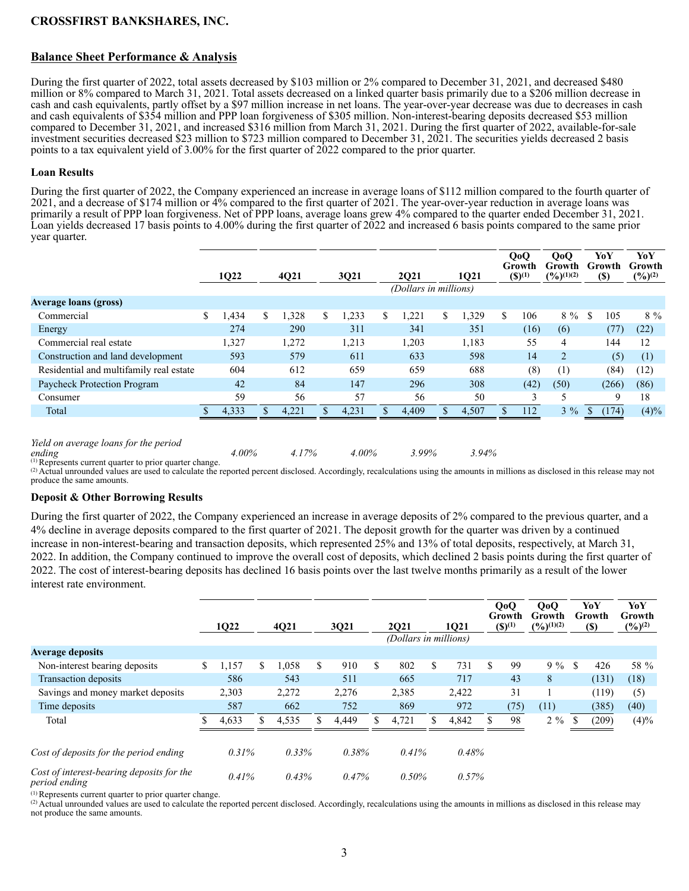## Balance Sheet Performance & Analysis

During the first quarter of 2022, total assets decreased by $103 million or 2% compared to December 31, 2021, and decreased $480 million or 8% compared to March 31, 2021. Total assets decreased on a linked quarter basis primarily due to a $206 million decrease in cash and cash equivalents, partly offset by a $97 million increase in net loans. The year-over-year decrease was due to decreases in cash and cash equivalents of $354 million and PPP loan forgiveness of $305 million. Non-interest-bearing deposits decreased $53 million compared to December 31, 2021, and increased $316 million from March 31, 2021. During the first quarter of 2022, available-for-sale investment securities decreased $23 million to $723 million compared to December 31, 2021. The securities yields decreased 2 basis points to a tax equivalent yield of 3.00% for the first quarter of 2022 compared to the prior quarter.

### Loan Results

During the first quarter of 2022, the Company experienced an increase in average loans of $112 million compared to the fourth quarter of 2021, and a decrease of $174 million or 4% compared to the first quarter of 2021. The year-over-year reduction in average loans was primarily a result of PPP loan forgiveness. Net of PPP loans, average loans grew 4% compared to the quarter ended December 31, 2021. Loan yields decreased 17 basis points to 4.00% during the first quarter of 2022 and increased 6 basis points compared to the same prior year quarter.

| | 1Q22 | 4Q21 | 3Q21 | 2Q21 | 1Q21 | QoQ Growth ($)[1] | QoQ Growth (%)[1][2] | YoY Growth ($) | YoY Growth (%)[2] |
|---|---|---|---|---|---|---|---|---|---|
| | | | | (Dollars in millions) | | | | | |
| **Average loans (gross)** | | | | | | | | | |
| Commercial | $ 1,434 | $ 1,328 | $ 1,233 | $ 1,221 | $ 1,329 | $ 106 | 8 % | $ 105 | 8 % |
| Energy | 274 | 290 | 311 | 341 | 351 | (16) | (6) | (77) | (22) |
| Commercial real estate | 1,327 | 1,272 | 1,213 | 1,203 | 1,183 | 55 | 4 | 144 | 12 |
| Construction and land development | 593 | 579 | 611 | 633 | 598 | 14 | 2 | (5) | (1) |
| Residential and multifamily real estate | 604 | 612 | 659 | 659 | 688 | (8) | (1) | (84) | (12) |
| Paycheck Protection Program | 42 | 84 | 147 | 296 | 308 | (42) | (50) | (266) | (86) |
| Consumer | 59 | 56 | 57 | 56 | 50 | 3 | 5 | 9 | 18 |
| Total | $ 4,333 | $ 4,221 | $ 4,231 | $ 4,409 | $ 4,507 | $ 112 | 3 % | $ (174) | (4)% |
| | | | | | | | | | |
| *Yield on average loans for the period ending* | *4.00%* | *4.17%* | *4.00%* | *3.99%* | *3.94%* | | | | |

[1] Represents current quarter to prior quarter change.
[2] Actual unrounded values are used to calculate the reported percent disclosed. Accordingly, recalculations using the amounts in millions as disclosed in this release may not produce the same amounts.

### Deposit & Other Borrowing Results

During the first quarter of 2022, the Company experienced an increase in average deposits of 2% compared to the previous quarter, and a 4% decline in average deposits compared to the first quarter of 2021. The deposit growth for the quarter was driven by a continued increase in non-interest-bearing and transaction deposits, which represented 25% and 13% of total deposits, respectively, at March 31, 2022. In addition, the Company continued to improve the overall cost of deposits, which declined 2 basis points during the first quarter of 2022. The cost of interest-bearing deposits has declined 16 basis points over the last twelve months primarily as a result of the lower interest rate environment.

| | 1Q22 | 4Q21 | 3Q21 | 2Q21 | 1Q21 | QoQ Growth ($)[1] | QoQ Growth (%)[1][2] | YoY Growth ($) | YoY Growth (%)[2] |
|---|---|---|---|---|---|---|---|---|---|
| | | | | (Dollars in millions) | | | | | |
| **Average deposits** | | | | | | | | | |
| Non-interest bearing deposits | $ 1,157 | $ 1,058 | $ 910 | $ 802 | $ 731 | $ 99 | 9 % | $ 426 | 58 % |
| Transaction deposits | 586 | 543 | 511 | 665 | 717 | 43 | 8 | (131) | (18) |
| Savings and money market deposits | 2,303 | 2,272 | 2,276 | 2,385 | 2,422 | 31 | 1 | (119) | (5) |
| Time deposits | 587 | 662 | 752 | 869 | 972 | (75) | (11) | (385) | (40) |
| Total | $ 4,633 | $ 4,535 | $ 4,449 | $ 4,721 | $ 4,842 | $ 98 | 2 % | $ (209) | (4)% |
| | | | | | | | | | |
| *Cost of deposits for the period ending* | *0.31%* | *0.33%* | *0.38%* | *0.41%* | *0.48%* | | | | |
| *Cost of interest-bearing deposits for the period ending* | *0.41%* | *0.43%* | *0.47%* | *0.50%* | *0.57%* | | | | |

[1] Represents current quarter to prior quarter change.
[2] Actual unrounded values are used to calculate the reported percent disclosed. Accordingly, recalculations using the amounts in millions as disclosed in this release may not produce the same amounts.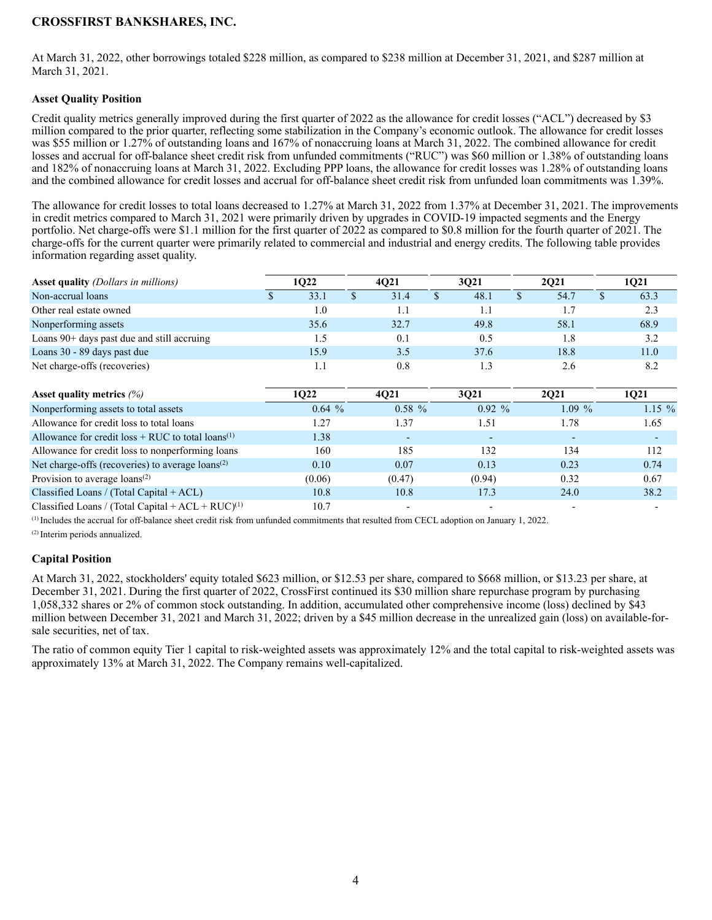At March 31, 2022, other borrowings totaled $228 million, as compared to $238 million at December 31, 2021, and $287 million at March 31, 2021.

### Asset Quality Position

Credit quality metrics generally improved during the first quarter of 2022 as the allowance for credit losses ("ACL") decreased by $3 million compared to the prior quarter, reflecting some stabilization in the Company's economic outlook. The allowance for credit losses was $55 million or 1.27% of outstanding loans and 167% of nonaccruing loans at March 31, 2022. The combined allowance for credit losses and accrual for off-balance sheet credit risk from unfunded commitments ("RUC") was $60 million or 1.38% of outstanding loans and 182% of nonaccruing loans at March 31, 2022. Excluding PPP loans, the allowance for credit losses was 1.28% of outstanding loans and the combined allowance for credit losses and accrual for off-balance sheet credit risk from unfunded loan commitments was 1.39%.

The allowance for credit losses to total loans decreased to 1.27% at March 31, 2022 from 1.37% at December 31, 2021. The improvements in credit metrics compared to March 31, 2021 were primarily driven by upgrades in COVID-19 impacted segments and the Energy portfolio. Net charge-offs were $1.1 million for the first quarter of 2022 as compared to $0.8 million for the fourth quarter of 2021. The charge-offs for the current quarter were primarily related to commercial and industrial and energy credits. The following table provides information regarding asset quality.

| **Asset quality** *(Dollars in millions)* | 1Q22 | 4Q21 | 3Q21 | 2Q21 | 1Q21 |
|---|---|---|---|---|---|
| Non-accrual loans | $ 33.1 | $ 31.4 | $ 48.1 | $ 54.7 | $ 63.3 |
| Other real estate owned | 1.0 | 1.1 | 1.1 | 1.7 | 2.3 |
| Nonperforming assets | 35.6 | 32.7 | 49.8 | 58.1 | 68.9 |
| Loans 90+ days past due and still accruing | 1.5 | 0.1 | 0.5 | 1.8 | 3.2 |
| Loans 30 - 89 days past due | 15.9 | 3.5 | 37.6 | 18.8 | 11.0 |
| Net charge-offs (recoveries) | 1.1 | 0.8 | 1.3 | 2.6 | 8.2 |

| **Asset quality metrics** *(%)* | 1Q22 | 4Q21 | 3Q21 | 2Q21 | 1Q21 |
|---|---|---|---|---|---|
| Nonperforming assets to total assets | 0.64 % | 0.58 % | 0.92 % | 1.09 % | 1.15 % |
| Allowance for credit loss to total loans | 1.27 | 1.37 | 1.51 | 1.78 | 1.65 |
| Allowance for credit loss + RUC to total loans[1] | 1.38 | - | - | - | - |
| Allowance for credit loss to nonperforming loans | 160 | 185 | 132 | 134 | 112 |
| Net charge-offs (recoveries) to average loans[2] | 0.10 | 0.07 | 0.13 | 0.23 | 0.74 |
| Provision to average loans[2] | (0.06) | (0.47) | (0.94) | 0.32 | 0.67 |
| Classified Loans / (Total Capital + ACL) | 10.8 | 10.8 | 17.3 | 24.0 | 38.2 |
| Classified Loans / (Total Capital + ACL + RUC)[1] | 10.7 | - | - | - | - |

[1] Includes the accrual for off-balance sheet credit risk from unfunded commitments that resulted from CECL adoption on January 1, 2022.

[2] Interim periods annualized.

### Capital Position

At March 31, 2022, stockholders' equity totaled $623 million, or $12.53 per share, compared to $668 million, or $13.23 per share, at December 31, 2021. During the first quarter of 2022, CrossFirst continued its $30 million share repurchase program by purchasing 1,058,332 shares or 2% of common stock outstanding. In addition, accumulated other comprehensive income (loss) declined by $43 million between December 31, 2021 and March 31, 2022; driven by a $45 million decrease in the unrealized gain (loss) on available-for-sale securities, net of tax.

The ratio of common equity Tier 1 capital to risk-weighted assets was approximately 12% and the total capital to risk-weighted assets was approximately 13% at March 31, 2022. The Company remains well-capitalized.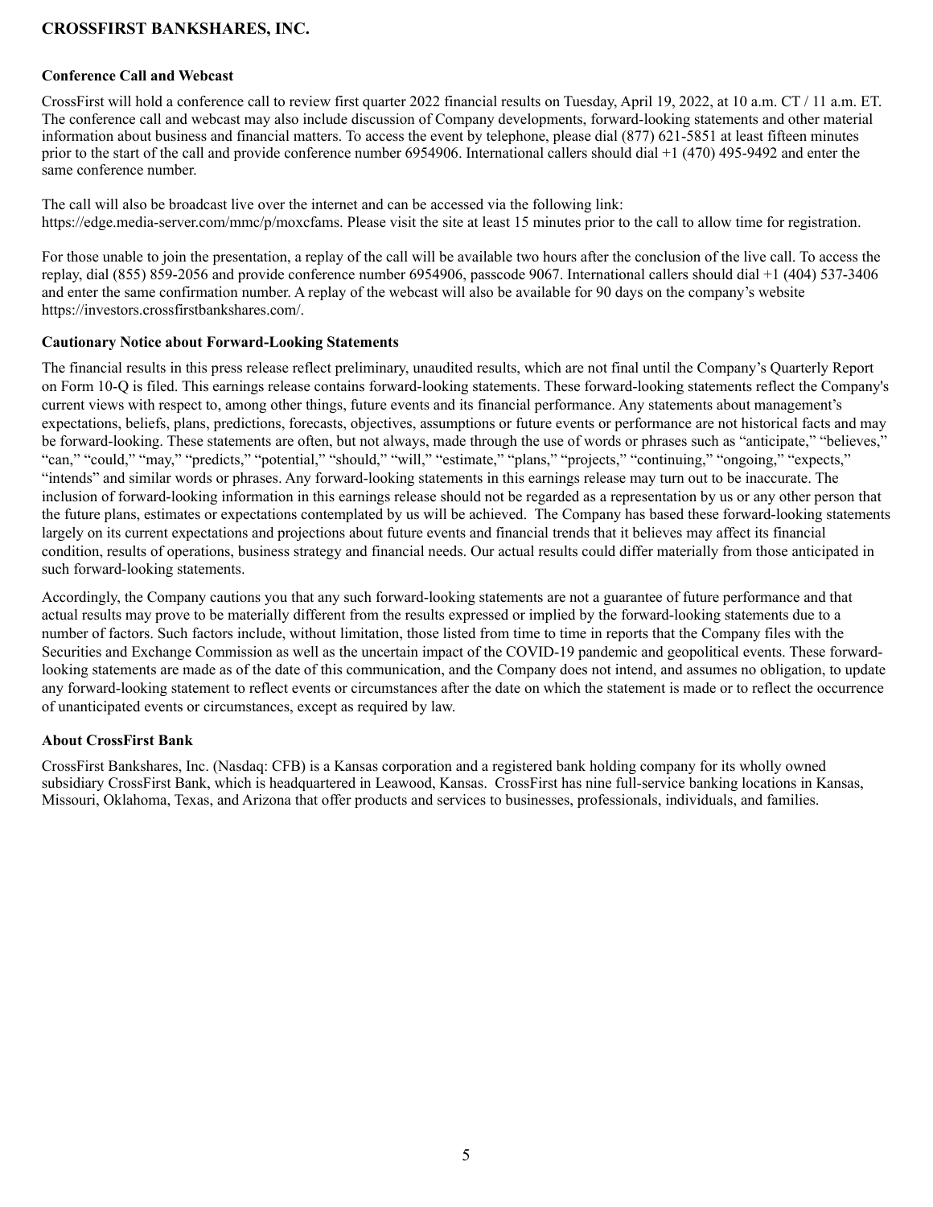**Conference Call and Webcast**

CrossFirst will hold a conference call to review first quarter 2022 financial results on Tuesday, April 19, 2022, at 10 a.m. CT / 11 a.m. ET. The conference call and webcast may also include discussion of Company developments, forward-looking statements and other material information about business and financial matters. To access the event by telephone, please dial (877) 621-5851 at least fifteen minutes prior to the start of the call and provide conference number 6954906. International callers should dial +1 (470) 495-9492 and enter the same conference number.

The call will also be broadcast live over the internet and can be accessed via the following link: https://edge.media-server.com/mmc/p/moxcfams. Please visit the site at least 15 minutes prior to the call to allow time for registration.

For those unable to join the presentation, a replay of the call will be available two hours after the conclusion of the live call. To access the replay, dial (855) 859-2056 and provide conference number 6954906, passcode 9067. International callers should dial +1 (404) 537-3406 and enter the same confirmation number. A replay of the webcast will also be available for 90 days on the company's website https://investors.crossfirstbankshares.com/.

**Cautionary Notice about Forward-Looking Statements**

The financial results in this press release reflect preliminary, unaudited results, which are not final until the Company's Quarterly Report on Form 10-Q is filed. This earnings release contains forward-looking statements. These forward-looking statements reflect the Company's current views with respect to, among other things, future events and its financial performance. Any statements about management's expectations, beliefs, plans, predictions, forecasts, objectives, assumptions or future events or performance are not historical facts and may be forward-looking. These statements are often, but not always, made through the use of words or phrases such as "anticipate," "believes," "can," "could," "may," "predicts," "potential," "should," "will," "estimate," "plans," "projects," "continuing," "ongoing," "expects," "intends" and similar words or phrases. Any forward-looking statements in this earnings release may turn out to be inaccurate. The inclusion of forward-looking information in this earnings release should not be regarded as a representation by us or any other person that the future plans, estimates or expectations contemplated by us will be achieved. The Company has based these forward-looking statements largely on its current expectations and projections about future events and financial trends that it believes may affect its financial condition, results of operations, business strategy and financial needs. Our actual results could differ materially from those anticipated in such forward-looking statements.

Accordingly, the Company cautions you that any such forward-looking statements are not a guarantee of future performance and that actual results may prove to be materially different from the results expressed or implied by the forward-looking statements due to a number of factors. Such factors include, without limitation, those listed from time to time in reports that the Company files with the Securities and Exchange Commission as well as the uncertain impact of the COVID-19 pandemic and geopolitical events. These forward-looking statements are made as of the date of this communication, and the Company does not intend, and assumes no obligation, to update any forward-looking statement to reflect events or circumstances after the date on which the statement is made or to reflect the occurrence of unanticipated events or circumstances, except as required by law.

**About CrossFirst Bank**

CrossFirst Bankshares, Inc. (Nasdaq: CFB) is a Kansas corporation and a registered bank holding company for its wholly owned subsidiary CrossFirst Bank, which is headquartered in Leawood, Kansas. CrossFirst has nine full-service banking locations in Kansas, Missouri, Oklahoma, Texas, and Arizona that offer products and services to businesses, professionals, individuals, and families.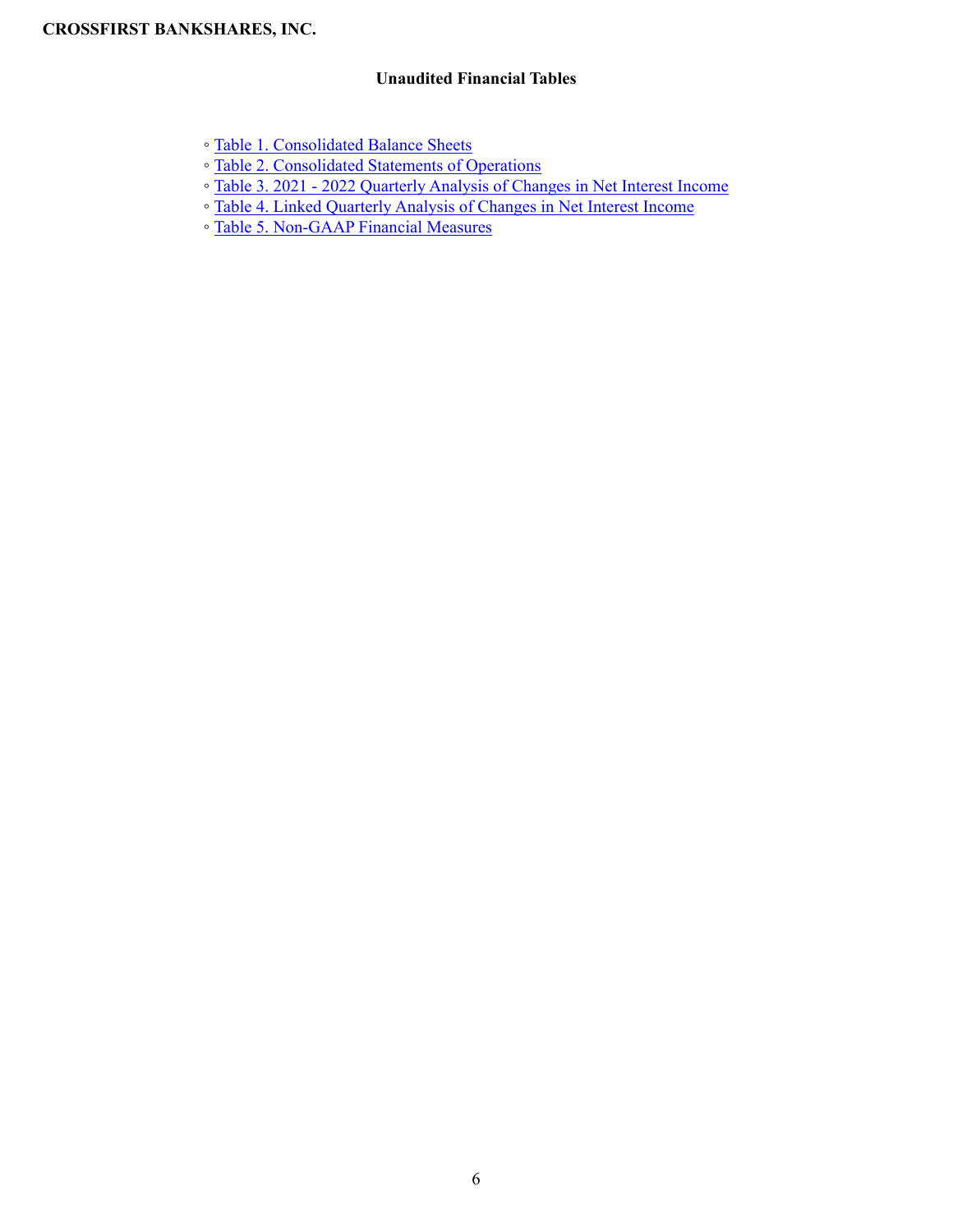**CROSSFIRST BANKSHARES, INC.**

## Unaudited Financial Tables

- ◦ Table 1. Consolidated Balance Sheets
- ◦ Table 2. Consolidated Statements of Operations
- ◦ Table 3. 2021 - 2022 Quarterly Analysis of Changes in Net Interest Income
- ◦ Table 4. Linked Quarterly Analysis of Changes in Net Interest Income
- ◦ Table 5. Non-GAAP Financial Measures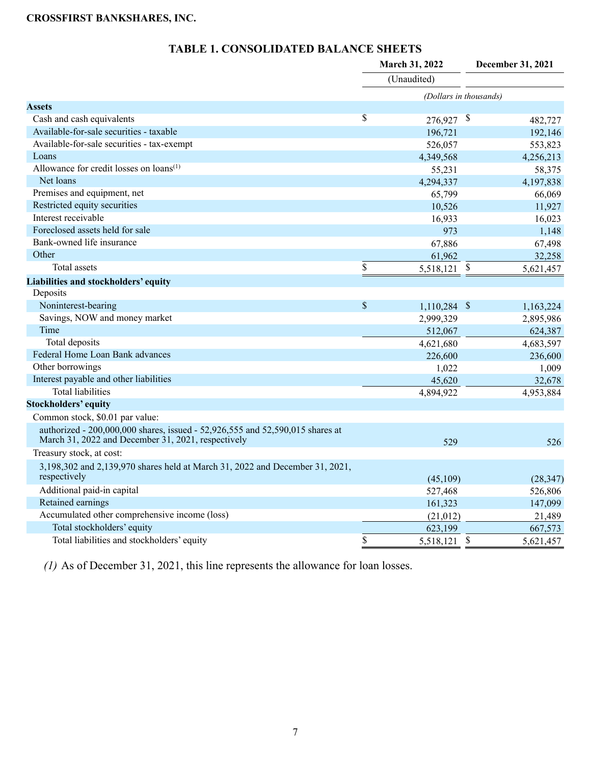**CROSSFIRST BANKSHARES, INC.**

## TABLE 1. CONSOLIDATED BALANCE SHEETS

| | March 31, 2022 | December 31, 2021 |
|---|---|---|
| | (Unaudited) | |
| | *(Dollars in thousands)* | |
| **Assets** | | |
| Cash and cash equivalents | $ 276,927 | $ 482,727 |
| Available-for-sale securities - taxable | 196,721 | 192,146 |
| Available-for-sale securities - tax-exempt | 526,057 | 553,823 |
| Loans | 4,349,568 | 4,256,213 |
| Allowance for credit losses on loans(1) | 55,231 | 58,375 |
| Net loans | 4,294,337 | 4,197,838 |
| Premises and equipment, net | 65,799 | 66,069 |
| Restricted equity securities | 10,526 | 11,927 |
| Interest receivable | 16,933 | 16,023 |
| Foreclosed assets held for sale | 973 | 1,148 |
| Bank-owned life insurance | 67,886 | 67,498 |
| Other | 61,962 | 32,258 |
| Total assets | $ 5,518,121 | $ 5,621,457 |
| **Liabilities and stockholders' equity** | | |
| Deposits | | |
| Noninterest-bearing | $ 1,110,284 | $ 1,163,224 |
| Savings, NOW and money market | 2,999,329 | 2,895,986 |
| Time | 512,067 | 624,387 |
| Total deposits | 4,621,680 | 4,683,597 |
| Federal Home Loan Bank advances | 226,600 | 236,600 |
| Other borrowings | 1,022 | 1,009 |
| Interest payable and other liabilities | 45,620 | 32,678 |
| Total liabilities | 4,894,922 | 4,953,884 |
| **Stockholders' equity** | | |
| Common stock, $0.01 par value: | | |
| authorized - 200,000,000 shares, issued - 52,926,555 and 52,590,015 shares at March 31, 2022 and December 31, 2021, respectively | 529 | 526 |
| Treasury stock, at cost: | | |
| 3,198,302 and 2,139,970 shares held at March 31, 2022 and December 31, 2021, respectively | (45,109) | (28,347) |
| Additional paid-in capital | 527,468 | 526,806 |
| Retained earnings | 161,323 | 147,099 |
| Accumulated other comprehensive income (loss) | (21,012) | 21,489 |
| Total stockholders' equity | 623,199 | 667,573 |
| Total liabilities and stockholders' equity | $ 5,518,121 | $ 5,621,457 |

*(1)* As of December 31, 2021, this line represents the allowance for loan losses.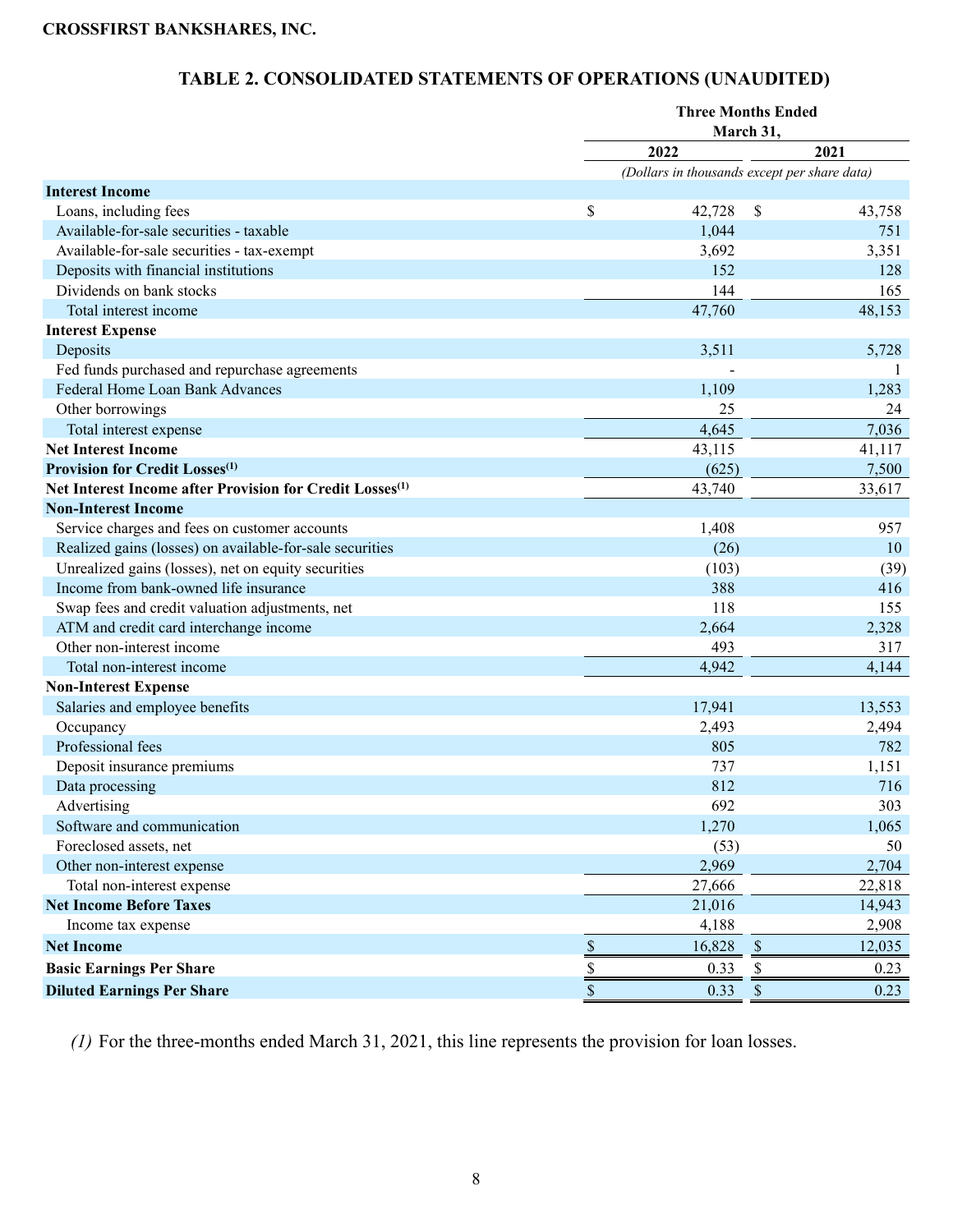**CROSSFIRST BANKSHARES, INC.**

## TABLE 2. CONSOLIDATED STATEMENTS OF OPERATIONS (UNAUDITED)

| | Three Months Ended March 31, | |
|---|---|---|
| | 2022 | 2021 |
| | *(Dollars in thousands except per share data)* | |
| **Interest Income** | | |
| Loans, including fees | $ 42,728 | $ 43,758 |
| Available-for-sale securities - taxable | 1,044 | 751 |
| Available-for-sale securities - tax-exempt | 3,692 | 3,351 |
| Deposits with financial institutions | 152 | 128 |
| Dividends on bank stocks | 144 | 165 |
| Total interest income | 47,760 | 48,153 |
| **Interest Expense** | | |
| Deposits | 3,511 | 5,728 |
| Fed funds purchased and repurchase agreements | - | 1 |
| Federal Home Loan Bank Advances | 1,109 | 1,283 |
| Other borrowings | 25 | 24 |
| Total interest expense | 4,645 | 7,036 |
| **Net Interest Income** | 43,115 | 41,117 |
| **Provision for Credit Losses[(1)]** | (625) | 7,500 |
| **Net Interest Income after Provision for Credit Losses[(1)]** | 43,740 | 33,617 |
| **Non-Interest Income** | | |
| Service charges and fees on customer accounts | 1,408 | 957 |
| Realized gains (losses) on available-for-sale securities | (26) | 10 |
| Unrealized gains (losses), net on equity securities | (103) | (39) |
| Income from bank-owned life insurance | 388 | 416 |
| Swap fees and credit valuation adjustments, net | 118 | 155 |
| ATM and credit card interchange income | 2,664 | 2,328 |
| Other non-interest income | 493 | 317 |
| Total non-interest income | 4,942 | 4,144 |
| **Non-Interest Expense** | | |
| Salaries and employee benefits | 17,941 | 13,553 |
| Occupancy | 2,493 | 2,494 |
| Professional fees | 805 | 782 |
| Deposit insurance premiums | 737 | 1,151 |
| Data processing | 812 | 716 |
| Advertising | 692 | 303 |
| Software and communication | 1,270 | 1,065 |
| Foreclosed assets, net | (53) | 50 |
| Other non-interest expense | 2,969 | 2,704 |
| Total non-interest expense | 27,666 | 22,818 |
| **Net Income Before Taxes** | 21,016 | 14,943 |
| Income tax expense | 4,188 | 2,908 |
| **Net Income** | $ 16,828 | $ 12,035 |
| **Basic Earnings Per Share** | $ 0.33 | $ 0.23 |
| **Diluted Earnings Per Share** | $ 0.33 | $ 0.23 |

*(1)* For the three-months ended March 31, 2021, this line represents the provision for loan losses.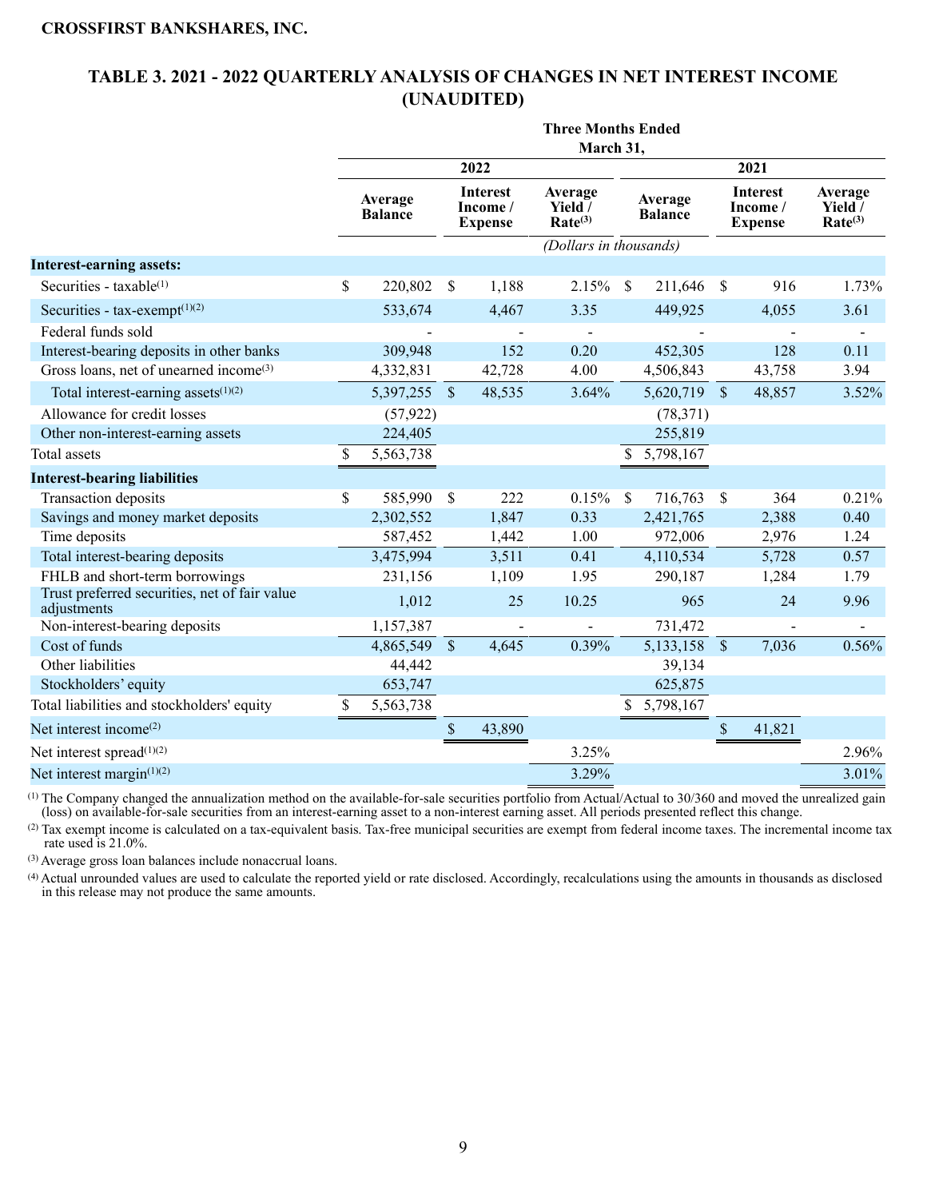**CROSSFIRST BANKSHARES, INC.**

## TABLE 3. 2021 - 2022 QUARTERLY ANALYSIS OF CHANGES IN NET INTEREST INCOME (UNAUDITED)

| | Three Months Ended March 31, | | | | | |
|---|---|---|---|---|---|---|
| | 2022 | | | 2021 | | |
| | Average Balance | Interest Income / Expense | Average Yield / Rate[3] | Average Balance | Interest Income / Expense | Average Yield / Rate[3] |
| | *(Dollars in thousands)* | | | | | |
| **Interest-earning assets:** | | | | | | |
| Securities - taxable[1] | $ 220,802 | $ 1,188 | 2.15% | $ 211,646 | $ 916 | 1.73% |
| Securities - tax-exempt[1][2] | 533,674 | 4,467 | 3.35 | 449,925 | 4,055 | 3.61 |
| Federal funds sold | - | - | - | - | - | - |
| Interest-bearing deposits in other banks | 309,948 | 152 | 0.20 | 452,305 | 128 | 0.11 |
| Gross loans, net of unearned income[3] | 4,332,831 | 42,728 | 4.00 | 4,506,843 | 43,758 | 3.94 |
| Total interest-earning assets[1][2] | 5,397,255 | $ 48,535 | 3.64% | 5,620,719 | $ 48,857 | 3.52% |
| Allowance for credit losses | (57,922) | | | (78,371) | | |
| Other non-interest-earning assets | 224,405 | | | 255,819 | | |
| Total assets | $ 5,563,738 | | | $ 5,798,167 | | |
| **Interest-bearing liabilities** | | | | | | |
| Transaction deposits | $ 585,990 | $ 222 | 0.15% | $ 716,763 | $ 364 | 0.21% |
| Savings and money market deposits | 2,302,552 | 1,847 | 0.33 | 2,421,765 | 2,388 | 0.40 |
| Time deposits | 587,452 | 1,442 | 1.00 | 972,006 | 2,976 | 1.24 |
| Total interest-bearing deposits | 3,475,994 | 3,511 | 0.41 | 4,110,534 | 5,728 | 0.57 |
| FHLB and short-term borrowings | 231,156 | 1,109 | 1.95 | 290,187 | 1,284 | 1.79 |
| Trust preferred securities, net of fair value adjustments | 1,012 | 25 | 10.25 | 965 | 24 | 9.96 |
| Non-interest-bearing deposits | 1,157,387 | - | - | 731,472 | - | - |
| Cost of funds | 4,865,549 | $ 4,645 | 0.39% | 5,133,158 | $ 7,036 | 0.56% |
| Other liabilities | 44,442 | | | 39,134 | | |
| Stockholders' equity | 653,747 | | | 625,875 | | |
| Total liabilities and stockholders' equity | $ 5,563,738 | | | $ 5,798,167 | | |
| Net interest income[2] | | $ 43,890 | | | $ 41,821 | |
| Net interest spread[1][2] | | | 3.25% | | | 2.96% |
| Net interest margin[1][2] | | | 3.29% | | | 3.01% |

[1] The Company changed the annualization method on the available-for-sale securities portfolio from Actual/Actual to 30/360 and moved the unrealized gain (loss) on available-for-sale securities from an interest-earning asset to a non-interest earning asset. All periods presented reflect this change.

[2] Tax exempt income is calculated on a tax-equivalent basis. Tax-free municipal securities are exempt from federal income taxes. The incremental income tax rate used is 21.0%.

[3] Average gross loan balances include nonaccrual loans.

[4] Actual unrounded values are used to calculate the reported yield or rate disclosed. Accordingly, recalculations using the amounts in thousands as disclosed in this release may not produce the same amounts.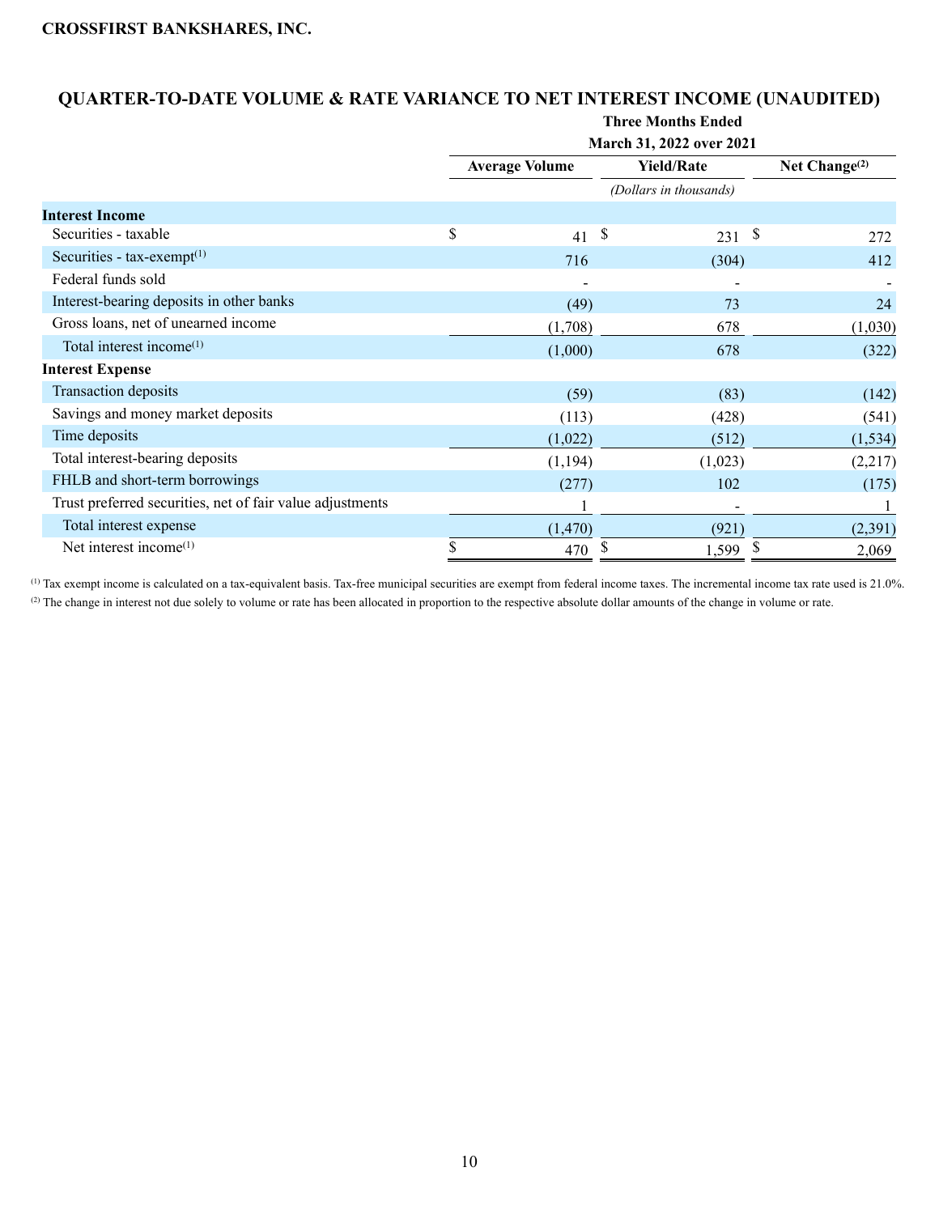**CROSSFIRST BANKSHARES, INC.**

## QUARTER-TO-DATE VOLUME & RATE VARIANCE TO NET INTEREST INCOME (UNAUDITED)

| | Three Months Ended March 31, 2022 over 2021 | | |
|---|---|---|---|
| | Average Volume | Yield/Rate | Net Change[(2)] |
| | | *(Dollars in thousands)* | |
| **Interest Income** | | | |
| Securities - taxable | $ 41 | $ 231 | $ 272 |
| Securities - tax-exempt[(1)] | 716 | (304) | 412 |
| Federal funds sold | - | - | - |
| Interest-bearing deposits in other banks | (49) | 73 | 24 |
| Gross loans, net of unearned income | (1,708) | 678 | (1,030) |
| Total interest income[(1)] | (1,000) | 678 | (322) |
| **Interest Expense** | | | |
| Transaction deposits | (59) | (83) | (142) |
| Savings and money market deposits | (113) | (428) | (541) |
| Time deposits | (1,022) | (512) | (1,534) |
| Total interest-bearing deposits | (1,194) | (1,023) | (2,217) |
| FHLB and short-term borrowings | (277) | 102 | (175) |
| Trust preferred securities, net of fair value adjustments | 1 | - | 1 |
| Total interest expense | (1,470) | (921) | (2,391) |
| Net interest income[(1)] | $ 470 | $ 1,599 | $ 2,069 |

[(1)] Tax exempt income is calculated on a tax-equivalent basis. Tax-free municipal securities are exempt from federal income taxes. The incremental income tax rate used is 21.0%.

[(2)] The change in interest not due solely to volume or rate has been allocated in proportion to the respective absolute dollar amounts of the change in volume or rate.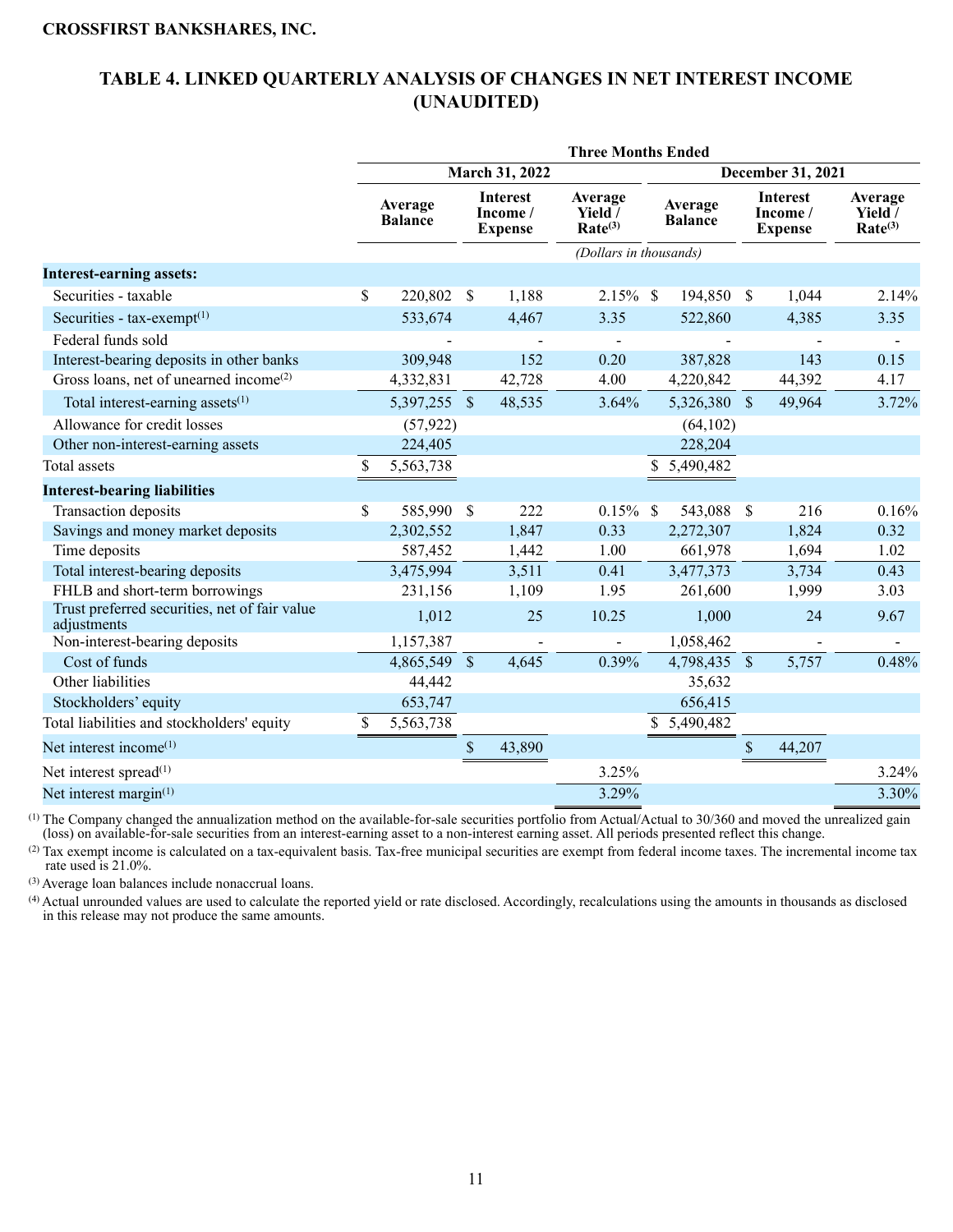**CROSSFIRST BANKSHARES, INC.**

# TABLE 4. LINKED QUARTERLY ANALYSIS OF CHANGES IN NET INTEREST INCOME (UNAUDITED)

| | Three Months Ended | | | | | |
|---|---|---|---|---|---|---|
| | March 31, 2022 | | | December 31, 2021 | | |
| | Average Balance | Interest Income / Expense | Average Yield / Rate[3] | Average Balance | Interest Income / Expense | Average Yield / Rate[3] |
| | | | *(Dollars in thousands)* | | | |
| **Interest-earning assets:** | | | | | | |
| Securities - taxable | $ 220,802 | $ 1,188 | 2.15% | $ 194,850 | $ 1,044 | 2.14% |
| Securities - tax-exempt[1] | 533,674 | 4,467 | 3.35 | 522,860 | 4,385 | 3.35 |
| Federal funds sold | - | - | - | - | - | - |
| Interest-bearing deposits in other banks | 309,948 | 152 | 0.20 | 387,828 | 143 | 0.15 |
| Gross loans, net of unearned income[2] | 4,332,831 | 42,728 | 4.00 | 4,220,842 | 44,392 | 4.17 |
| Total interest-earning assets[1] | 5,397,255 | $ 48,535 | 3.64% | 5,326,380 | $ 49,964 | 3.72% |
| Allowance for credit losses | (57,922) | | | (64,102) | | |
| Other non-interest-earning assets | 224,405 | | | 228,204 | | |
| Total assets | $ 5,563,738 | | | $ 5,490,482 | | |
| **Interest-bearing liabilities** | | | | | | |
| Transaction deposits | $ 585,990 | $ 222 | 0.15% | $ 543,088 | $ 216 | 0.16% |
| Savings and money market deposits | 2,302,552 | 1,847 | 0.33 | 2,272,307 | 1,824 | 0.32 |
| Time deposits | 587,452 | 1,442 | 1.00 | 661,978 | 1,694 | 1.02 |
| Total interest-bearing deposits | 3,475,994 | 3,511 | 0.41 | 3,477,373 | 3,734 | 0.43 |
| FHLB and short-term borrowings | 231,156 | 1,109 | 1.95 | 261,600 | 1,999 | 3.03 |
| Trust preferred securities, net of fair value adjustments | 1,012 | 25 | 10.25 | 1,000 | 24 | 9.67 |
| Non-interest-bearing deposits | 1,157,387 | - | - | 1,058,462 | - | - |
| Cost of funds | 4,865,549 | $ 4,645 | 0.39% | 4,798,435 | $ 5,757 | 0.48% |
| Other liabilities | 44,442 | | | 35,632 | | |
| Stockholders' equity | 653,747 | | | 656,415 | | |
| Total liabilities and stockholders' equity | $ 5,563,738 | | | $ 5,490,482 | | |
| Net interest income[1] | | $ 43,890 | | | $ 44,207 | |
| Net interest spread[1] | | | 3.25% | | | 3.24% |
| Net interest margin[1] | | | 3.29% | | | 3.30% |

[1] The Company changed the annualization method on the available-for-sale securities portfolio from Actual/Actual to 30/360 and moved the unrealized gain (loss) on available-for-sale securities from an interest-earning asset to a non-interest earning asset. All periods presented reflect this change.

[2] Tax exempt income is calculated on a tax-equivalent basis. Tax-free municipal securities are exempt from federal income taxes. The incremental income tax rate used is 21.0%.

[3] Average loan balances include nonaccrual loans.

[4] Actual unrounded values are used to calculate the reported yield or rate disclosed. Accordingly, recalculations using the amounts in thousands as disclosed in this release may not produce the same amounts.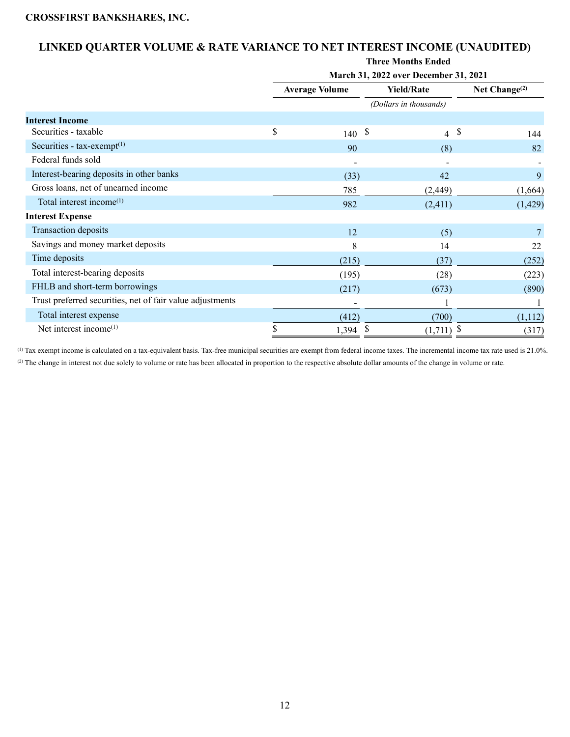**CROSSFIRST BANKSHARES, INC.**

# LINKED QUARTER VOLUME & RATE VARIANCE TO NET INTEREST INCOME (UNAUDITED)

| | Three Months Ended March 31, 2022 over December 31, 2021 | | |
|---|---|---|---|
| | Average Volume | Yield/Rate | Net Change[(2)] |
| | | *(Dollars in thousands)* | |
| **Interest Income** | | | |
| Securities - taxable | $ 140 | $ 4 | $ 144 |
| Securities - tax-exempt[(1)] | 90 | (8) | 82 |
| Federal funds sold | - | - | - |
| Interest-bearing deposits in other banks | (33) | 42 | 9 |
| Gross loans, net of unearned income | 785 | (2,449) | (1,664) |
| Total interest income[(1)] | 982 | (2,411) | (1,429) |
| **Interest Expense** | | | |
| Transaction deposits | 12 | (5) | 7 |
| Savings and money market deposits | 8 | 14 | 22 |
| Time deposits | (215) | (37) | (252) |
| Total interest-bearing deposits | (195) | (28) | (223) |
| FHLB and short-term borrowings | (217) | (673) | (890) |
| Trust preferred securities, net of fair value adjustments | - | 1 | 1 |
| Total interest expense | (412) | (700) | (1,112) |
| Net interest income[(1)] | $ 1,394 | $ (1,711) | $ (317) |

[(1)] Tax exempt income is calculated on a tax-equivalent basis. Tax-free municipal securities are exempt from federal income taxes. The incremental income tax rate used is 21.0%.

[(2)] The change in interest not due solely to volume or rate has been allocated in proportion to the respective absolute dollar amounts of the change in volume or rate.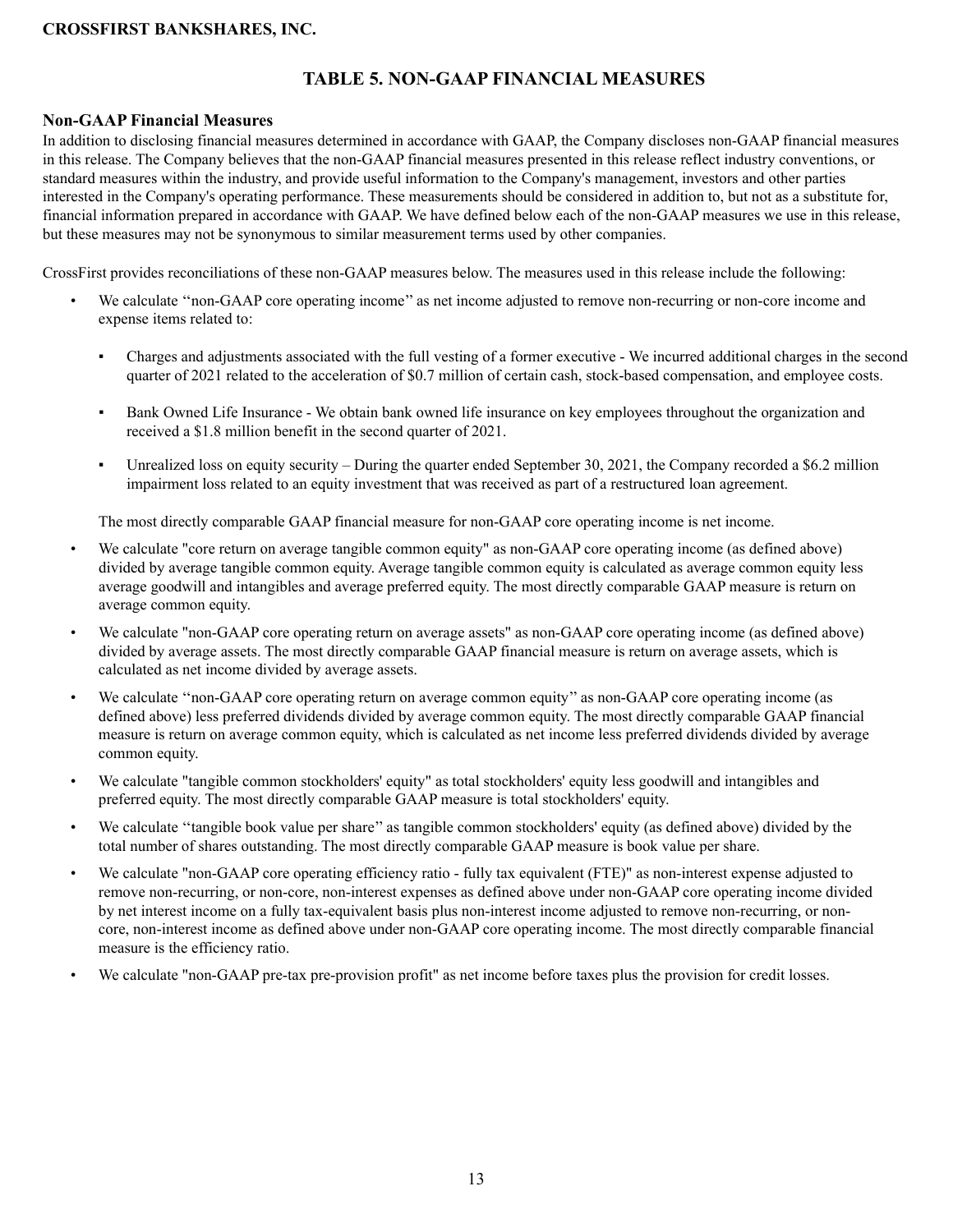## TABLE 5. NON-GAAP FINANCIAL MEASURES

### Non-GAAP Financial Measures

In addition to disclosing financial measures determined in accordance with GAAP, the Company discloses non-GAAP financial measures in this release. The Company believes that the non-GAAP financial measures presented in this release reflect industry conventions, or standard measures within the industry, and provide useful information to the Company's management, investors and other parties interested in the Company's operating performance. These measurements should be considered in addition to, but not as a substitute for, financial information prepared in accordance with GAAP. We have defined below each of the non-GAAP measures we use in this release, but these measures may not be synonymous to similar measurement terms used by other companies.

CrossFirst provides reconciliations of these non-GAAP measures below. The measures used in this release include the following:

- We calculate "non-GAAP core operating income" as net income adjusted to remove non-recurring or non-core income and expense items related to:

  - Charges and adjustments associated with the full vesting of a former executive - We incurred additional charges in the second quarter of 2021 related to the acceleration of $0.7 million of certain cash, stock-based compensation, and employee costs.

  - Bank Owned Life Insurance - We obtain bank owned life insurance on key employees throughout the organization and received a $1.8 million benefit in the second quarter of 2021.

  - Unrealized loss on equity security – During the quarter ended September 30, 2021, the Company recorded a $6.2 million impairment loss related to an equity investment that was received as part of a restructured loan agreement.

  The most directly comparable GAAP financial measure for non-GAAP core operating income is net income.

- We calculate "core return on average tangible common equity" as non-GAAP core operating income (as defined above) divided by average tangible common equity. Average tangible common equity is calculated as average common equity less average goodwill and intangibles and average preferred equity. The most directly comparable GAAP measure is return on average common equity.
- We calculate "non-GAAP core operating return on average assets" as non-GAAP core operating income (as defined above) divided by average assets. The most directly comparable GAAP financial measure is return on average assets, which is calculated as net income divided by average assets.
- We calculate "non-GAAP core operating return on average common equity" as non-GAAP core operating income (as defined above) less preferred dividends divided by average common equity. The most directly comparable GAAP financial measure is return on average common equity, which is calculated as net income less preferred dividends divided by average common equity.
- We calculate "tangible common stockholders' equity" as total stockholders' equity less goodwill and intangibles and preferred equity. The most directly comparable GAAP measure is total stockholders' equity.
- We calculate "tangible book value per share" as tangible common stockholders' equity (as defined above) divided by the total number of shares outstanding. The most directly comparable GAAP measure is book value per share.
- We calculate "non-GAAP core operating efficiency ratio - fully tax equivalent (FTE)" as non-interest expense adjusted to remove non-recurring, or non-core, non-interest expenses as defined above under non-GAAP core operating income divided by net interest income on a fully tax-equivalent basis plus non-interest income adjusted to remove non-recurring, or non-core, non-interest income as defined above under non-GAAP core operating income. The most directly comparable financial measure is the efficiency ratio.
- We calculate "non-GAAP pre-tax pre-provision profit" as net income before taxes plus the provision for credit losses.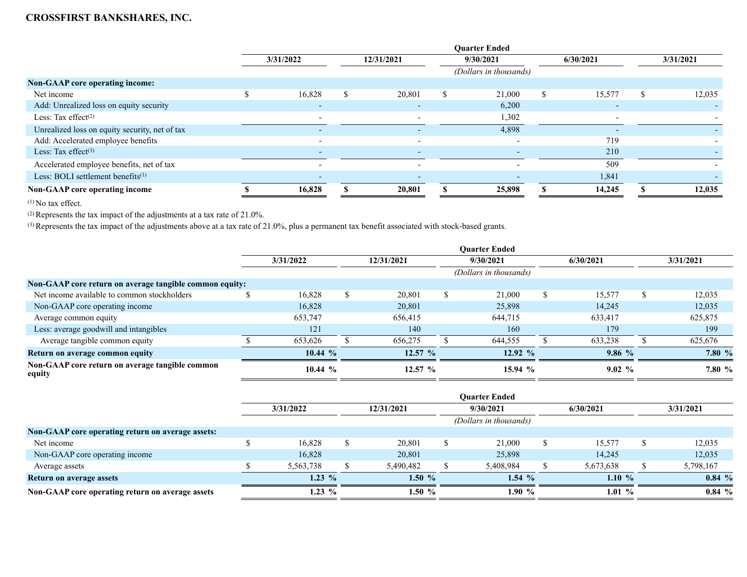**CROSSFIRST BANKSHARES, INC.**

| | Quarter Ended | | | | |
|---|---|---|---|---|---|
| | 3/31/2022 | 12/31/2021 | 9/30/2021 | 6/30/2021 | 3/31/2021 |
| | | | (Dollars in thousands) | | |
| **Non-GAAP core operating income:** | | | | | |
| Net income | $ 16,828 | $ 20,801 | $ 21,000 | $ 15,577 | $ 12,035 |
| Add: Unrealized loss on equity security | - | - | 6,200 | - | - |
| Less: Tax effect[(2)] | - | - | 1,302 | - | - |
| Unrealized loss on equity security, net of tax | - | - | 4,898 | - | - |
| Add: Accelerated employee benefits | - | - | - | 719 | - |
| Less: Tax effect[(3)] | - | - | - | 210 | - |
| Accelerated employee benefits, net of tax | - | - | - | 509 | - |
| Less: BOLI settlement benefits[(1)] | - | - | - | 1,841 | - |
| **Non-GAAP core operating income** | **$ 16,828** | **$ 20,801** | **$ 25,898** | **$ 14,245** | **$ 12,035** |

[(1)] No tax effect.

[(2)] Represents the tax impact of the adjustments at a tax rate of 21.0%.

[(3)] Represents the tax impact of the adjustments above at a tax rate of 21.0%, plus a permanent tax benefit associated with stock-based grants.

| | Quarter Ended | | | | |
|---|---|---|---|---|---|
| | 3/31/2022 | 12/31/2021 | 9/30/2021 | 6/30/2021 | 3/31/2021 |
| | | | (Dollars in thousands) | | |
| **Non-GAAP core return on average tangible common equity:** | | | | | |
| Net income available to common stockholders | $ 16,828 | $ 20,801 | $ 21,000 | $ 15,577 | $ 12,035 |
| Non-GAAP core operating income | 16,828 | 20,801 | 25,898 | 14,245 | 12,035 |
| Average common equity | 653,747 | 656,415 | 644,715 | 633,417 | 625,875 |
| Less: average goodwill and intangibles | 121 | 140 | 160 | 179 | 199 |
| Average tangible common equity | $ 653,626 | $ 656,275 | $ 644,555 | $ 633,238 | $ 625,676 |
| **Return on average common equity** | **10.44 %** | **12.57 %** | **12.92 %** | **9.86 %** | **7.80 %** |
| **Non-GAAP core return on average tangible common equity** | **10.44 %** | **12.57 %** | **15.94 %** | **9.02 %** | **7.80 %** |

| | Quarter Ended | | | | |
|---|---|---|---|---|---|
| | 3/31/2022 | 12/31/2021 | 9/30/2021 | 6/30/2021 | 3/31/2021 |
| | | | (Dollars in thousands) | | |
| **Non-GAAP core operating return on average assets:** | | | | | |
| Net income | $ 16,828 | $ 20,801 | $ 21,000 | $ 15,577 | $ 12,035 |
| Non-GAAP core operating income | 16,828 | 20,801 | 25,898 | 14,245 | 12,035 |
| Average assets | $ 5,563,738 | $ 5,490,482 | $ 5,408,984 | $ 5,673,638 | $ 5,798,167 |
| **Return on average assets** | **1.23 %** | **1.50 %** | **1.54 %** | **1.10 %** | **0.84 %** |
| **Non-GAAP core operating return on average assets** | **1.23 %** | **1.50 %** | **1.90 %** | **1.01 %** | **0.84 %** |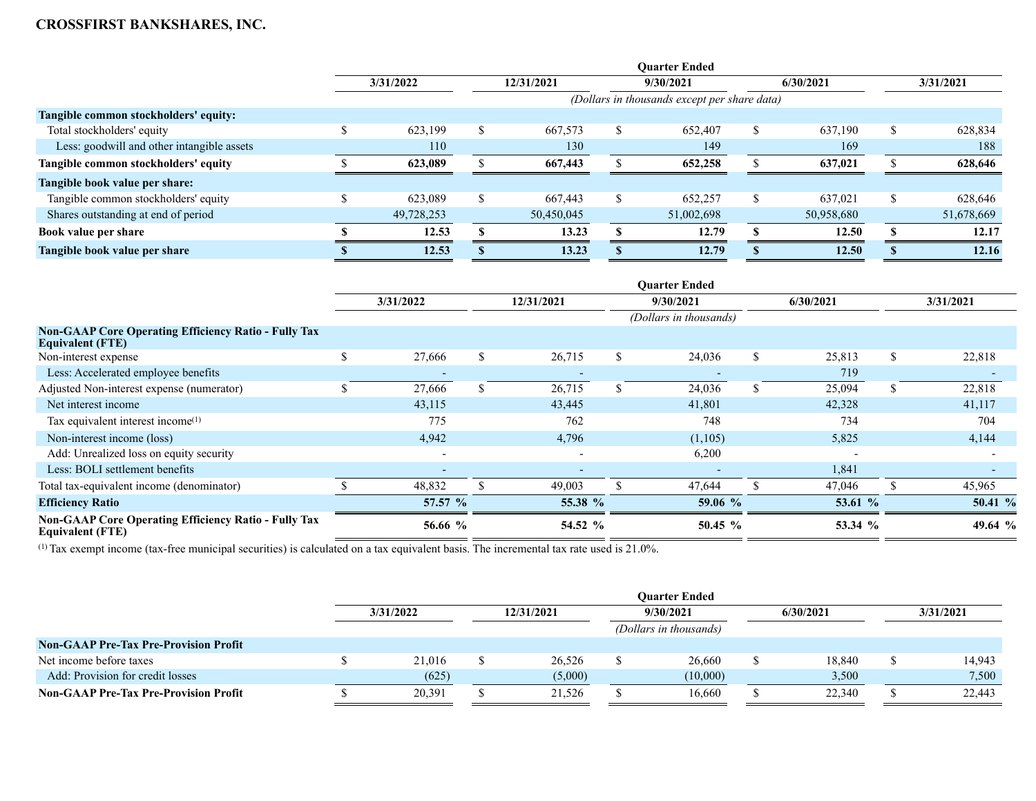**CROSSFIRST BANKSHARES, INC.**

| | Quarter Ended | | | | |
|---|---|---|---|---|---|
| | 3/31/2022 | 12/31/2021 | 9/30/2021 | 6/30/2021 | 3/31/2021 |
| | *(Dollars in thousands except per share data)* | | | | |
| **Tangible common stockholders' equity:** | | | | | |
| Total stockholders' equity | $ 623,199 | $ 667,573 | $ 652,407 | $ 637,190 | $ 628,834 |
| Less: goodwill and other intangible assets | 110 | 130 | 149 | 169 | 188 |
| **Tangible common stockholders' equity** | **$ 623,089** | **$ 667,443** | **$ 652,258** | **$ 637,021** | **$ 628,646** |
| **Tangible book value per share:** | | | | | |
| Tangible common stockholders' equity | $ 623,089 | $ 667,443 | $ 652,257 | $ 637,021 | $ 628,646 |
| Shares outstanding at end of period | 49,728,253 | 50,450,045 | 51,002,698 | 50,958,680 | 51,678,669 |
| **Book value per share** | **$ 12.53** | **$ 13.23** | **$ 12.79** | **$ 12.50** | **$ 12.17** |
| **Tangible book value per share** | **$ 12.53** | **$ 13.23** | **$ 12.79** | **$ 12.50** | **$ 12.16** |

| | Quarter Ended | | | | |
|---|---|---|---|---|---|
| | 3/31/2022 | 12/31/2021 | 9/30/2021 | 6/30/2021 | 3/31/2021 |
| | *(Dollars in thousands)* | | | | |
| **Non-GAAP Core Operating Efficiency Ratio - Fully Tax Equivalent (FTE)** | | | | | |
| Non-interest expense | $ 27,666 | $ 26,715 | $ 24,036 | $ 25,813 | $ 22,818 |
| Less: Accelerated employee benefits | - | - | - | 719 | - |
| Adjusted Non-interest expense (numerator) | $ 27,666 | $ 26,715 | $ 24,036 | $ 25,094 | $ 22,818 |
| Net interest income | 43,115 | 43,445 | 41,801 | 42,328 | 41,117 |
| Tax equivalent interest income[1] | 775 | 762 | 748 | 734 | 704 |
| Non-interest income (loss) | 4,942 | 4,796 | (1,105) | 5,825 | 4,144 |
| Add: Unrealized loss on equity security | - | - | 6,200 | - | - |
| Less: BOLI settlement benefits | - | - | - | 1,841 | - |
| Total tax-equivalent income (denominator) | $ 48,832 | $ 49,003 | $ 47,644 | $ 47,046 | $ 45,965 |
| **Efficiency Ratio** | **57.57 %** | **55.38 %** | **59.06 %** | **53.61 %** | **50.41 %** |
| **Non-GAAP Core Operating Efficiency Ratio - Fully Tax Equivalent (FTE)** | **56.66 %** | **54.52 %** | **50.45 %** | **53.34 %** | **49.64 %** |

[1] Tax exempt income (tax-free municipal securities) is calculated on a tax equivalent basis. The incremental tax rate used is 21.0%.

| | Quarter Ended | | | | |
|---|---|---|---|---|---|
| | 3/31/2022 | 12/31/2021 | 9/30/2021 | 6/30/2021 | 3/31/2021 |
| | *(Dollars in thousands)* | | | | |
| **Non-GAAP Pre-Tax Pre-Provision Profit** | | | | | |
| Net income before taxes | $ 21,016 | $ 26,526 | $ 26,660 | $ 18,840 | $ 14,943 |
| Add: Provision for credit losses | (625) | (5,000) | (10,000) | 3,500 | 7,500 |
| **Non-GAAP Pre-Tax Pre-Provision Profit** | $ 20,391 | $ 21,526 | $ 16,660 | $ 22,340 | $ 22,443 |